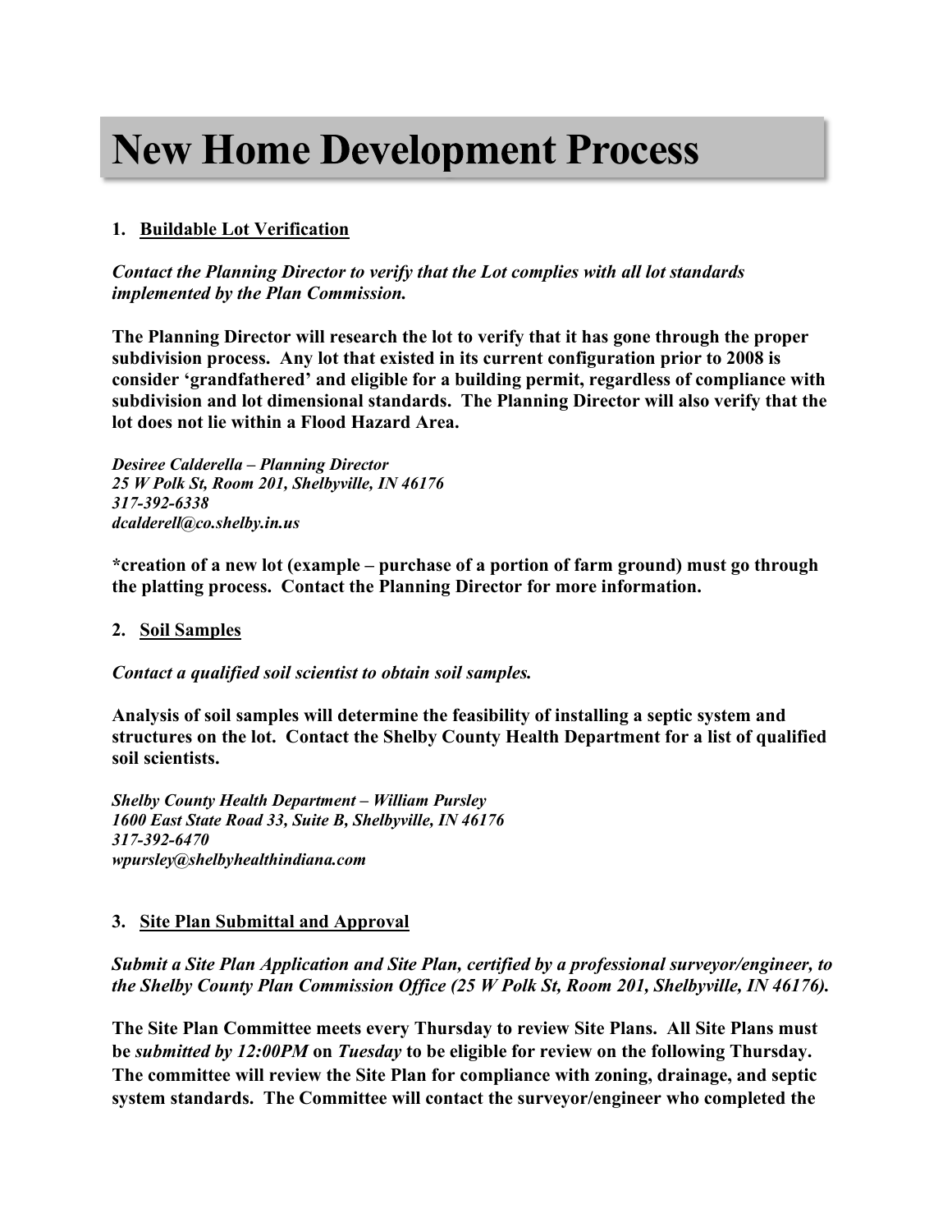# New Home Development Process

1. **Buildable Lot Verification**

***Contact the Planning Director to verify that the Lot complies with all lot standards implemented by the Plan Commission.***

**The Planning Director will research the lot to verify that it has gone through the proper subdivision process. Any lot that existed in its current configuration prior to 2008 is consider 'grandfathered' and eligible for a building permit, regardless of compliance with subdivision and lot dimensional standards. The Planning Director will also verify that the lot does not lie within a Flood Hazard Area.**

***Desiree Calderella – Planning Director***
***25 W Polk St, Room 201, Shelbyville, IN 46176***
***317-392-6338***
***dcalderell@co.shelby.in.us***

**\*creation of a new lot (example – purchase of a portion of farm ground) must go through the platting process. Contact the Planning Director for more information.**

2. **Soil Samples**

***Contact a qualified soil scientist to obtain soil samples.***

**Analysis of soil samples will determine the feasibility of installing a septic system and structures on the lot. Contact the Shelby County Health Department for a list of qualified soil scientists.**

***Shelby County Health Department – William Pursley***
***1600 East State Road 33, Suite B, Shelbyville, IN 46176***
***317-392-6470***
***wpursley@shelbyhealthindiana.com***

3. **Site Plan Submittal and Approval**

***Submit a Site Plan Application and Site Plan, certified by a professional surveyor/engineer, to the Shelby County Plan Commission Office (25 W Polk St, Room 201, Shelbyville, IN 46176).***

**The Site Plan Committee meets every Thursday to review Site Plans. All Site Plans must be *submitted by 12:00PM* on *Tuesday* to be eligible for review on the following Thursday. The committee will review the Site Plan for compliance with zoning, drainage, and septic system standards. The Committee will contact the surveyor/engineer who completed the**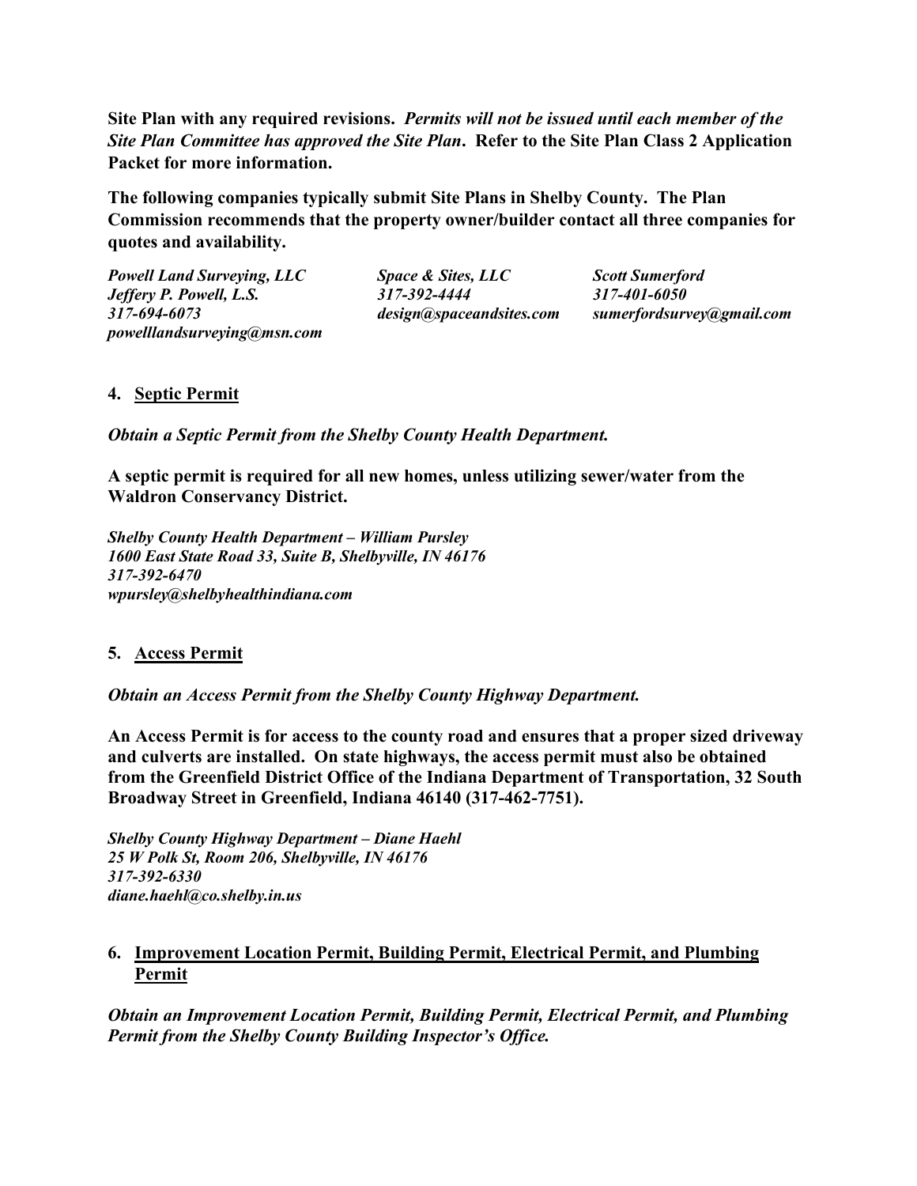**Site Plan with any required revisions.** ***Permits will not be issued until each member of the Site Plan Committee has approved the Site Plan*****. Refer to the Site Plan Class 2 Application Packet for more information.**

**The following companies typically submit Site Plans in Shelby County. The Plan Commission recommends that the property owner/builder contact all three companies for quotes and availability.**

***Powell Land Surveying, LLC***
***Jeffery P. Powell, L.S.***
***317-694-6073***
***powelllandsurveying@msn.com***

***Space & Sites, LLC***
***317-392-4444***
***design@spaceandsites.com***

***Scott Sumerford***
***317-401-6050***
***sumerfordsurvey@gmail.com***

**4. Septic Permit**

***Obtain a Septic Permit from the Shelby County Health Department.***

**A septic permit is required for all new homes, unless utilizing sewer/water from the Waldron Conservancy District.**

***Shelby County Health Department – William Pursley***
***1600 East State Road 33, Suite B, Shelbyville, IN 46176***
***317-392-6470***
***wpursley@shelbyhealthindiana.com***

**5. Access Permit**

***Obtain an Access Permit from the Shelby County Highway Department.***

**An Access Permit is for access to the county road and ensures that a proper sized driveway and culverts are installed. On state highways, the access permit must also be obtained from the Greenfield District Office of the Indiana Department of Transportation, 32 South Broadway Street in Greenfield, Indiana 46140 (317-462-7751).**

***Shelby County Highway Department – Diane Haehl***
***25 W Polk St, Room 206, Shelbyville, IN 46176***
***317-392-6330***
***diane.haehl@co.shelby.in.us***

**6. Improvement Location Permit, Building Permit, Electrical Permit, and Plumbing Permit**

***Obtain an Improvement Location Permit, Building Permit, Electrical Permit, and Plumbing Permit from the Shelby County Building Inspector's Office.***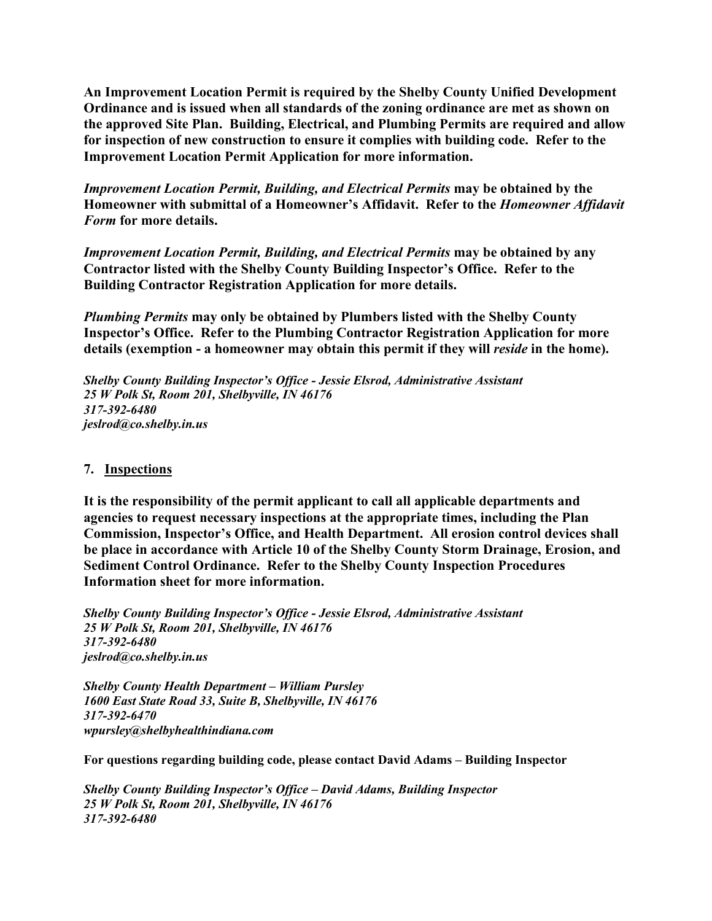**An Improvement Location Permit is required by the Shelby County Unified Development Ordinance and is issued when all standards of the zoning ordinance are met as shown on the approved Site Plan. Building, Electrical, and Plumbing Permits are required and allow for inspection of new construction to ensure it complies with building code. Refer to the Improvement Location Permit Application for more information.**

***Improvement Location Permit, Building, and Electrical Permits*** **may be obtained by the Homeowner with submittal of a Homeowner's Affidavit. Refer to the** ***Homeowner Affidavit Form*** **for more details.**

***Improvement Location Permit, Building, and Electrical Permits*** **may be obtained by any Contractor listed with the Shelby County Building Inspector's Office. Refer to the Building Contractor Registration Application for more details.**

***Plumbing Permits*** **may only be obtained by Plumbers listed with the Shelby County Inspector's Office. Refer to the Plumbing Contractor Registration Application for more details (exemption - a homeowner may obtain this permit if they will** ***reside*** **in the home).**

***Shelby County Building Inspector's Office - Jessie Elsrod, Administrative Assistant***
***25 W Polk St, Room 201, Shelbyville, IN 46176***
***317-392-6480***
***jeslrod@co.shelby.in.us***

## 7. <u>Inspections</u>

**It is the responsibility of the permit applicant to call all applicable departments and agencies to request necessary inspections at the appropriate times, including the Plan Commission, Inspector's Office, and Health Department. All erosion control devices shall be place in accordance with Article 10 of the Shelby County Storm Drainage, Erosion, and Sediment Control Ordinance. Refer to the Shelby County Inspection Procedures Information sheet for more information.**

***Shelby County Building Inspector's Office - Jessie Elsrod, Administrative Assistant***
***25 W Polk St, Room 201, Shelbyville, IN 46176***
***317-392-6480***
***jeslrod@co.shelby.in.us***

***Shelby County Health Department – William Pursley***
***1600 East State Road 33, Suite B, Shelbyville, IN 46176***
***317-392-6470***
***wpursley@shelbyhealthindiana.com***

**For questions regarding building code, please contact David Adams – Building Inspector**

***Shelby County Building Inspector's Office – David Adams, Building Inspector***
***25 W Polk St, Room 201, Shelbyville, IN 46176***
***317-392-6480***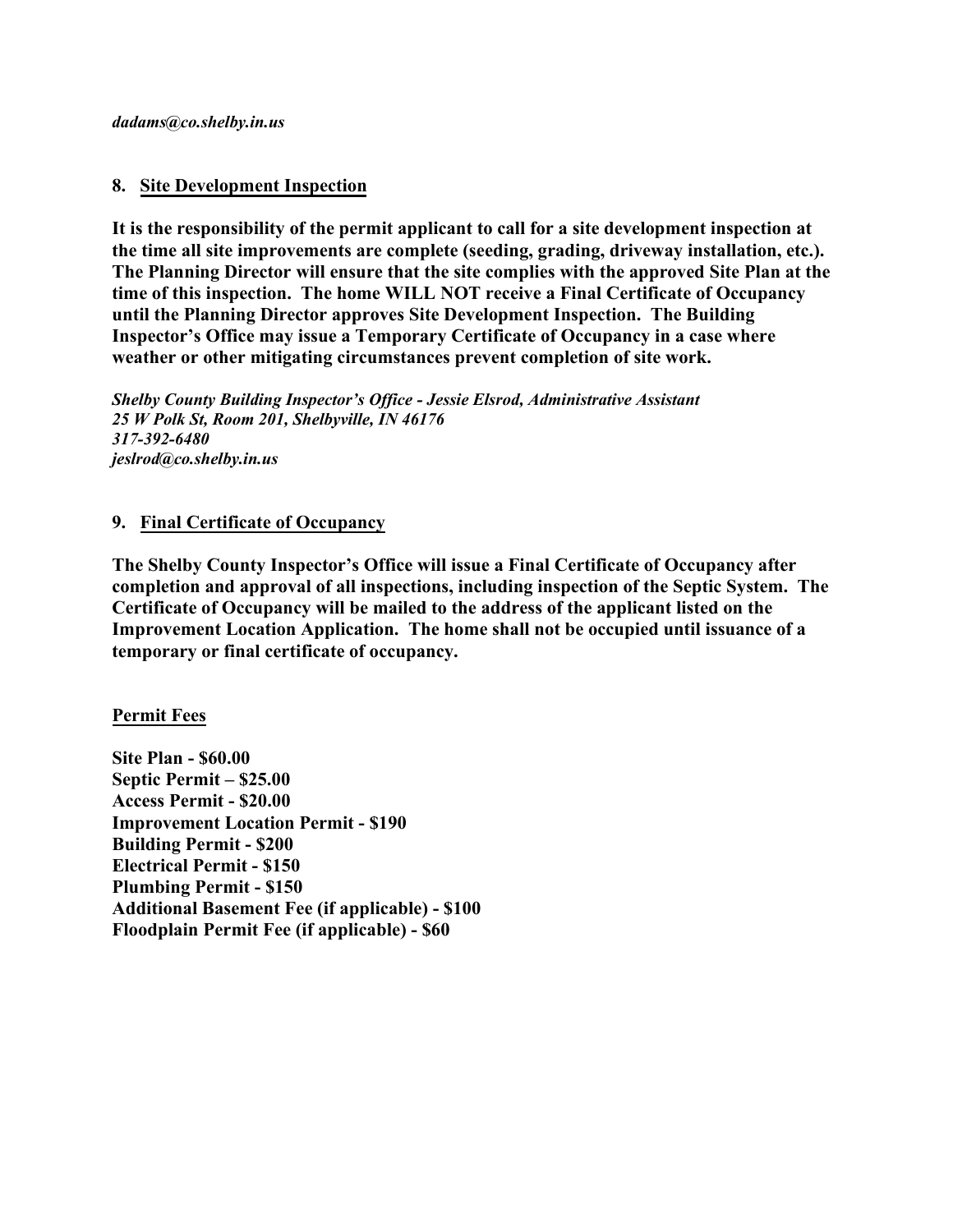*dadams@co.shelby.in.us*

**8. Site Development Inspection**

**It is the responsibility of the permit applicant to call for a site development inspection at the time all site improvements are complete (seeding, grading, driveway installation, etc.). The Planning Director will ensure that the site complies with the approved Site Plan at the time of this inspection. The home WILL NOT receive a Final Certificate of Occupancy until the Planning Director approves Site Development Inspection. The Building Inspector's Office may issue a Temporary Certificate of Occupancy in a case where weather or other mitigating circumstances prevent completion of site work.**

***Shelby County Building Inspector's Office - Jessie Elsrod, Administrative Assistant***
***25 W Polk St, Room 201, Shelbyville, IN 46176***
***317-392-6480***
***jeslrod@co.shelby.in.us***

**9. Final Certificate of Occupancy**

**The Shelby County Inspector's Office will issue a Final Certificate of Occupancy after completion and approval of all inspections, including inspection of the Septic System. The Certificate of Occupancy will be mailed to the address of the applicant listed on the Improvement Location Application. The home shall not be occupied until issuance of a temporary or final certificate of occupancy.**

**Permit Fees**

**Site Plan - $60.00**
**Septic Permit – $25.00**
**Access Permit - $20.00**
**Improvement Location Permit - $190**
**Building Permit - $200**
**Electrical Permit - $150**
**Plumbing Permit - $150**
**Additional Basement Fee (if applicable) - $100**
**Floodplain Permit Fee (if applicable) - $60**